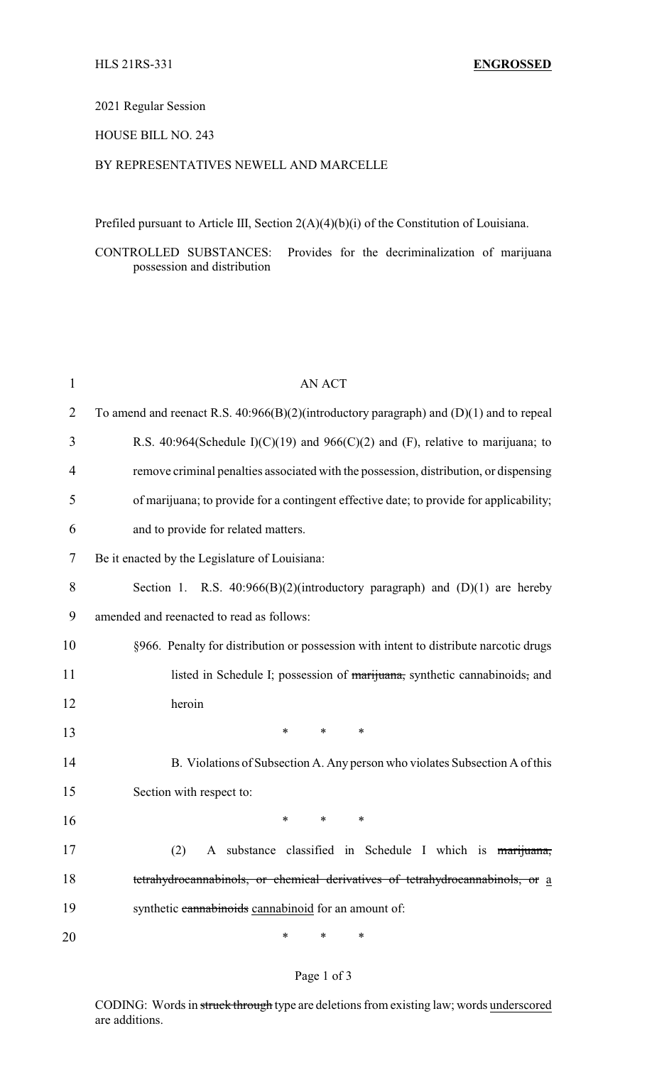HLS 21RS-331 **ENGROSSED**

2021 Regular Session

HOUSE BILL NO. 243

BY REPRESENTATIVES NEWELL AND MARCELLE

Prefiled pursuant to Article III, Section 2(A)(4)(b)(i) of the Constitution of Louisiana.

CONTROLLED SUBSTANCES: Provides for the decriminalization of marijuana possession and distribution

AN ACT

To amend and reenact R.S. 40:966(B)(2)(introductory paragraph) and (D)(1) and to repeal R.S. 40:964(Schedule I)(C)(19) and 966(C)(2) and (F), relative to marijuana; to remove criminal penalties associated with the possession, distribution, or dispensing of marijuana; to provide for a contingent effective date; to provide for applicability; and to provide for related matters.

Be it enacted by the Legislature of Louisiana:

Section 1. R.S. 40:966(B)(2)(introductory paragraph) and (D)(1) are hereby amended and reenacted to read as follows:

§966. Penalty for distribution or possession with intent to distribute narcotic drugs listed in Schedule I; possession of ~~marijuana,~~ synthetic cannabinoids~~,~~ and heroin

\* \* \*

B. Violations of Subsection A. Any person who violates Subsection A of this Section with respect to:

\* \* \*

(2) A substance classified in Schedule I which is ~~marijuana, tetrahydrocannabinols, or chemical derivatives of tetrahydrocannabinols, or~~ <u>a</u> synthetic ~~cannabinoids~~ <u>cannabinoid</u> for an amount of:

\* \* \*

CODING: Words in ~~struck through~~ type are deletions from existing law; words <u>underscored</u> are additions.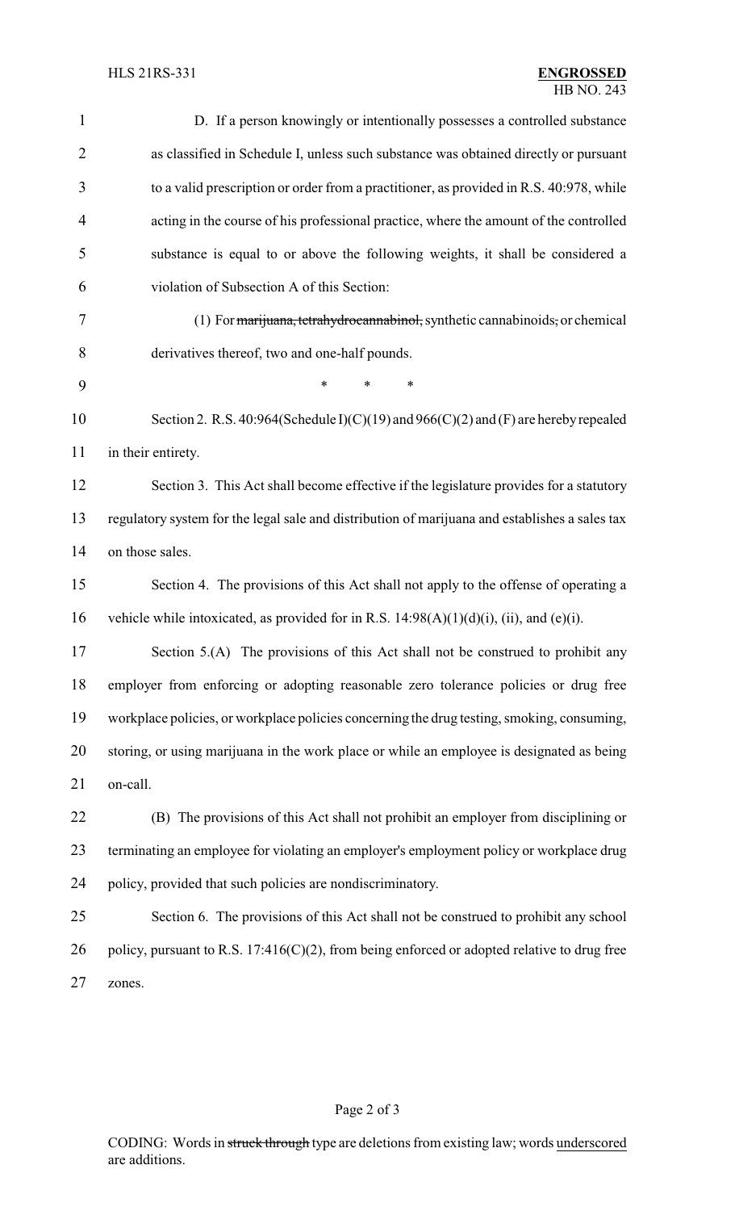D. If a person knowingly or intentionally possesses a controlled substance as classified in Schedule I, unless such substance was obtained directly or pursuant to a valid prescription or order from a practitioner, as provided in R.S. 40:978, while acting in the course of his professional practice, where the amount of the controlled substance is equal to or above the following weights, it shall be considered a violation of Subsection A of this Section:

(1) For ~~marijuana, tetrahydrocannabinol,~~ synthetic cannabinoids~~,~~ or chemical derivatives thereof, two and one-half pounds.

\* \* \*

Section 2. R.S. 40:964(Schedule I)(C)(19) and 966(C)(2) and (F) are hereby repealed in their entirety.

Section 3. This Act shall become effective if the legislature provides for a statutory regulatory system for the legal sale and distribution of marijuana and establishes a sales tax on those sales.

Section 4. The provisions of this Act shall not apply to the offense of operating a vehicle while intoxicated, as provided for in R.S. 14:98(A)(1)(d)(i), (ii), and (e)(i).

Section 5.(A) The provisions of this Act shall not be construed to prohibit any employer from enforcing or adopting reasonable zero tolerance policies or drug free workplace policies, or workplace policies concerning the drug testing, smoking, consuming, storing, or using marijuana in the work place or while an employee is designated as being on-call.

(B) The provisions of this Act shall not prohibit an employer from disciplining or terminating an employee for violating an employer's employment policy or workplace drug policy, provided that such policies are nondiscriminatory.

Section 6. The provisions of this Act shall not be construed to prohibit any school policy, pursuant to R.S. 17:416(C)(2), from being enforced or adopted relative to drug free zones.

CODING: Words in ~~struck through~~ type are deletions from existing law; words <u>underscored</u> are additions.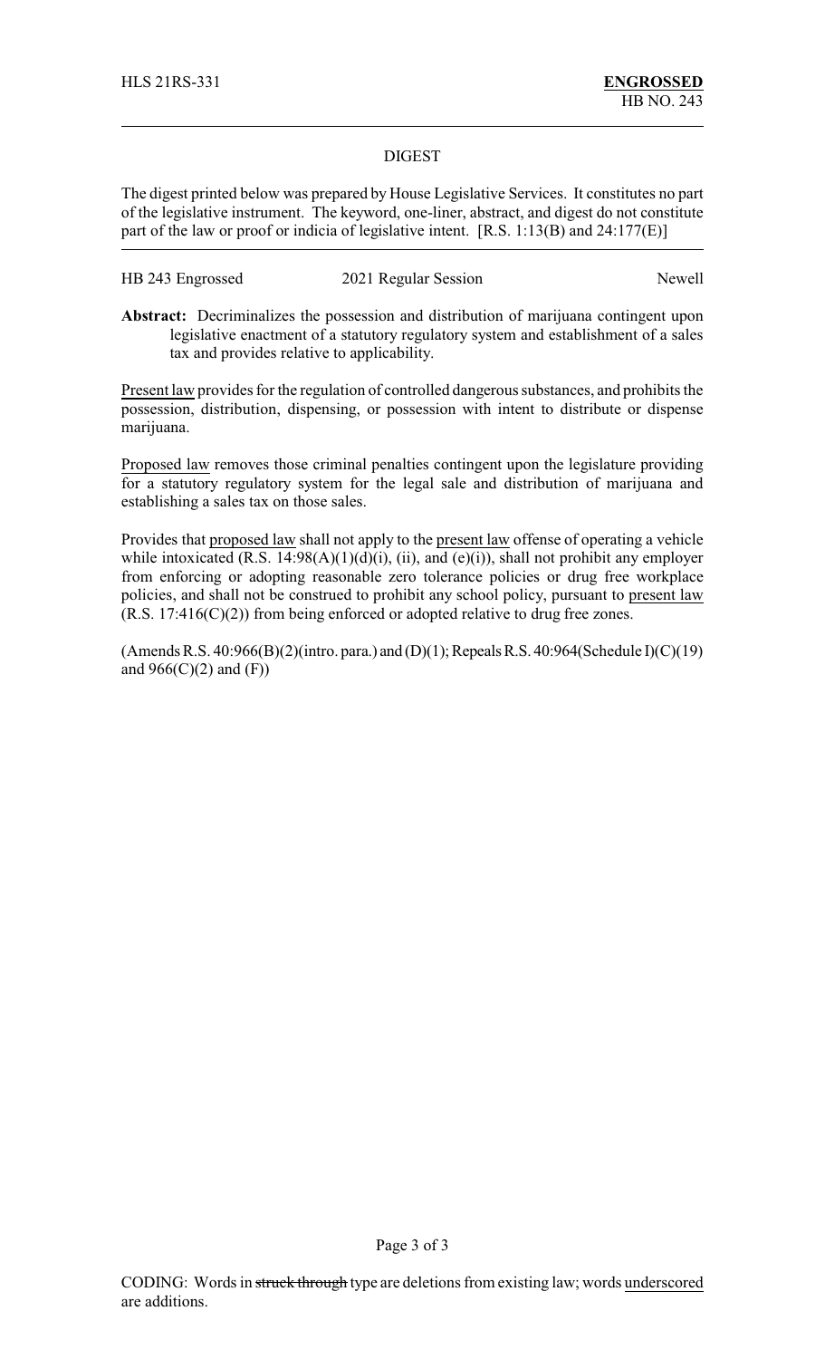HLS 21RS-331 **ENGROSSED**
HB NO. 243

## DIGEST

The digest printed below was prepared by House Legislative Services. It constitutes no part of the legislative instrument. The keyword, one-liner, abstract, and digest do not constitute part of the law or proof or indicia of legislative intent. [R.S. 1:13(B) and 24:177(E)]

HB 243 Engrossed 2021 Regular Session Newell

**Abstract:** Decriminalizes the possession and distribution of marijuana contingent upon legislative enactment of a statutory regulatory system and establishment of a sales tax and provides relative to applicability.

Present law provides for the regulation of controlled dangerous substances, and prohibits the possession, distribution, dispensing, or possession with intent to distribute or dispense marijuana.

Proposed law removes those criminal penalties contingent upon the legislature providing for a statutory regulatory system for the legal sale and distribution of marijuana and establishing a sales tax on those sales.

Provides that proposed law shall not apply to the present law offense of operating a vehicle while intoxicated (R.S. 14:98(A)(1)(d)(i), (ii), and (e)(i)), shall not prohibit any employer from enforcing or adopting reasonable zero tolerance policies or drug free workplace policies, and shall not be construed to prohibit any school policy, pursuant to present law (R.S. 17:416(C)(2)) from being enforced or adopted relative to drug free zones.

(Amends R.S. 40:966(B)(2)(intro. para.) and (D)(1); Repeals R.S. 40:964(Schedule I)(C)(19) and 966(C)(2) and (F))

CODING: Words in struck through type are deletions from existing law; words underscored are additions.